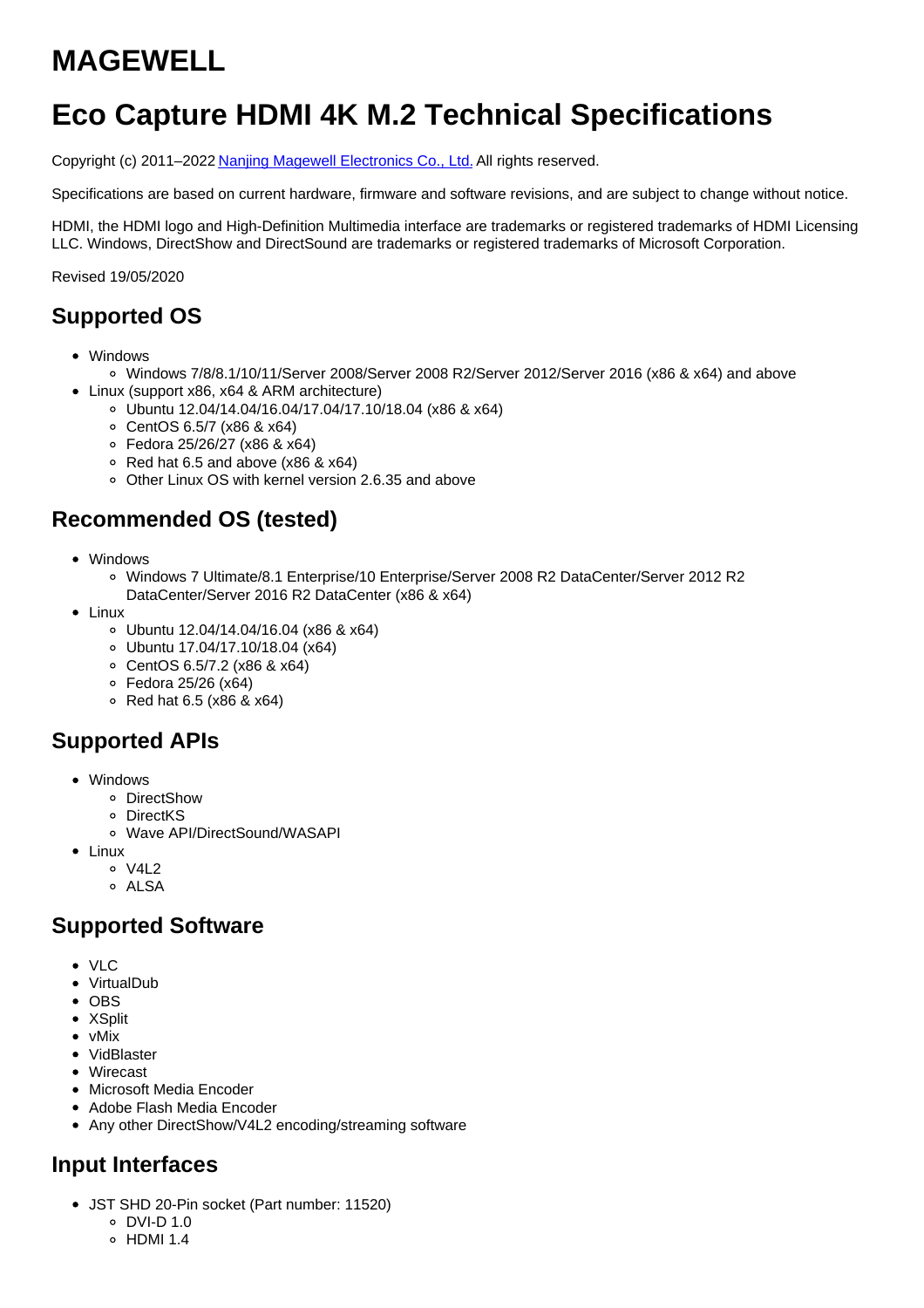# MAGEWELL

# Eco Capture HDMI 4K M.2 Technical Specifications

Copyright (c) 2011–2022 [Nanjing Magewell Electronics Co., Ltd.](#) All rights reserved.

Specifications are based on current hardware, firmware and software revisions, and are subject to change without notice.

HDMI, the HDMI logo and High-Definition Multimedia interface are trademarks or registered trademarks of HDMI Licensing LLC. Windows, DirectShow and DirectSound are trademarks or registered trademarks of Microsoft Corporation.

Revised 19/05/2020

## Supported OS

- Windows
  - Windows 7/8/8.1/10/11/Server 2008/Server 2008 R2/Server 2012/Server 2016 (x86 & x64) and above
- Linux (support x86, x64 & ARM architecture)
  - Ubuntu 12.04/14.04/16.04/17.04/17.10/18.04 (x86 & x64)
  - CentOS 6.5/7 (x86 & x64)
  - Fedora 25/26/27 (x86 & x64)
  - Red hat 6.5 and above (x86 & x64)
  - Other Linux OS with kernel version 2.6.35 and above

## Recommended OS (tested)

- Windows
  - Windows 7 Ultimate/8.1 Enterprise/10 Enterprise/Server 2008 R2 DataCenter/Server 2012 R2 DataCenter/Server 2016 R2 DataCenter (x86 & x64)
- Linux
  - Ubuntu 12.04/14.04/16.04 (x86 & x64)
  - Ubuntu 17.04/17.10/18.04 (x64)
  - CentOS 6.5/7.2 (x86 & x64)
  - Fedora 25/26 (x64)
  - Red hat 6.5 (x86 & x64)

## Supported APIs

- Windows
  - DirectShow
  - DirectKS
  - Wave API/DirectSound/WASAPI
- Linux
  - V4L2
  - ALSA

## Supported Software

- VLC
- VirtualDub
- OBS
- XSplit
- vMix
- VidBlaster
- Wirecast
- Microsoft Media Encoder
- Adobe Flash Media Encoder
- Any other DirectShow/V4L2 encoding/streaming software

## Input Interfaces

- JST SHD 20-Pin socket (Part number: 11520)
  - DVI-D 1.0
  - HDMI 1.4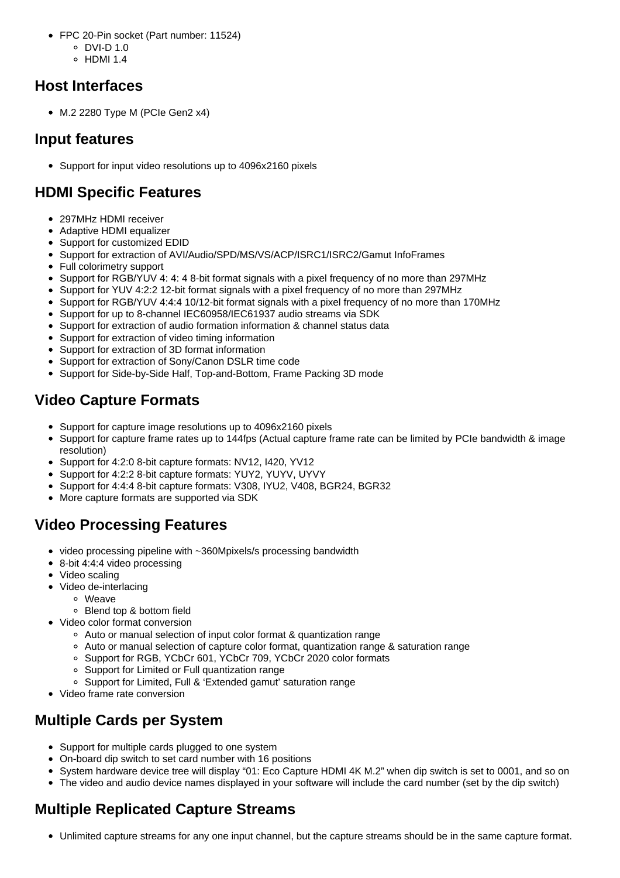- FPC 20-Pin socket (Part number: 11524)
  - DVI-D 1.0
  - HDMI 1.4

## Host Interfaces

- M.2 2280 Type M (PCIe Gen2 x4)

## Input features

- Support for input video resolutions up to 4096x2160 pixels

## HDMI Specific Features

- 297MHz HDMI receiver
- Adaptive HDMI equalizer
- Support for customized EDID
- Support for extraction of AVI/Audio/SPD/MS/VS/ACP/ISRC1/ISRC2/Gamut InfoFrames
- Full colorimetry support
- Support for RGB/YUV 4: 4: 4 8-bit format signals with a pixel frequency of no more than 297MHz
- Support for YUV 4:2:2 12-bit format signals with a pixel frequency of no more than 297MHz
- Support for RGB/YUV 4:4:4 10/12-bit format signals with a pixel frequency of no more than 170MHz
- Support for up to 8-channel IEC60958/IEC61937 audio streams via SDK
- Support for extraction of audio formation information & channel status data
- Support for extraction of video timing information
- Support for extraction of 3D format information
- Support for extraction of Sony/Canon DSLR time code
- Support for Side-by-Side Half, Top-and-Bottom, Frame Packing 3D mode

## Video Capture Formats

- Support for capture image resolutions up to 4096x2160 pixels
- Support for capture frame rates up to 144fps (Actual capture frame rate can be limited by PCIe bandwidth & image resolution)
- Support for 4:2:0 8-bit capture formats: NV12, I420, YV12
- Support for 4:2:2 8-bit capture formats: YUY2, YUYV, UYVY
- Support for 4:4:4 8-bit capture formats: V308, IYU2, V408, BGR24, BGR32
- More capture formats are supported via SDK

## Video Processing Features

- video processing pipeline with ~360Mpixels/s processing bandwidth
- 8-bit 4:4:4 video processing
- Video scaling
- Video de-interlacing
  - Weave
  - Blend top & bottom field
- Video color format conversion
  - Auto or manual selection of input color format & quantization range
  - Auto or manual selection of capture color format, quantization range & saturation range
  - Support for RGB, YCbCr 601, YCbCr 709, YCbCr 2020 color formats
  - Support for Limited or Full quantization range
  - Support for Limited, Full & 'Extended gamut' saturation range
- Video frame rate conversion

## Multiple Cards per System

- Support for multiple cards plugged to one system
- On-board dip switch to set card number with 16 positions
- System hardware device tree will display "01: Eco Capture HDMI 4K M.2" when dip switch is set to 0001, and so on
- The video and audio device names displayed in your software will include the card number (set by the dip switch)

## Multiple Replicated Capture Streams

- Unlimited capture streams for any one input channel, but the capture streams should be in the same capture format.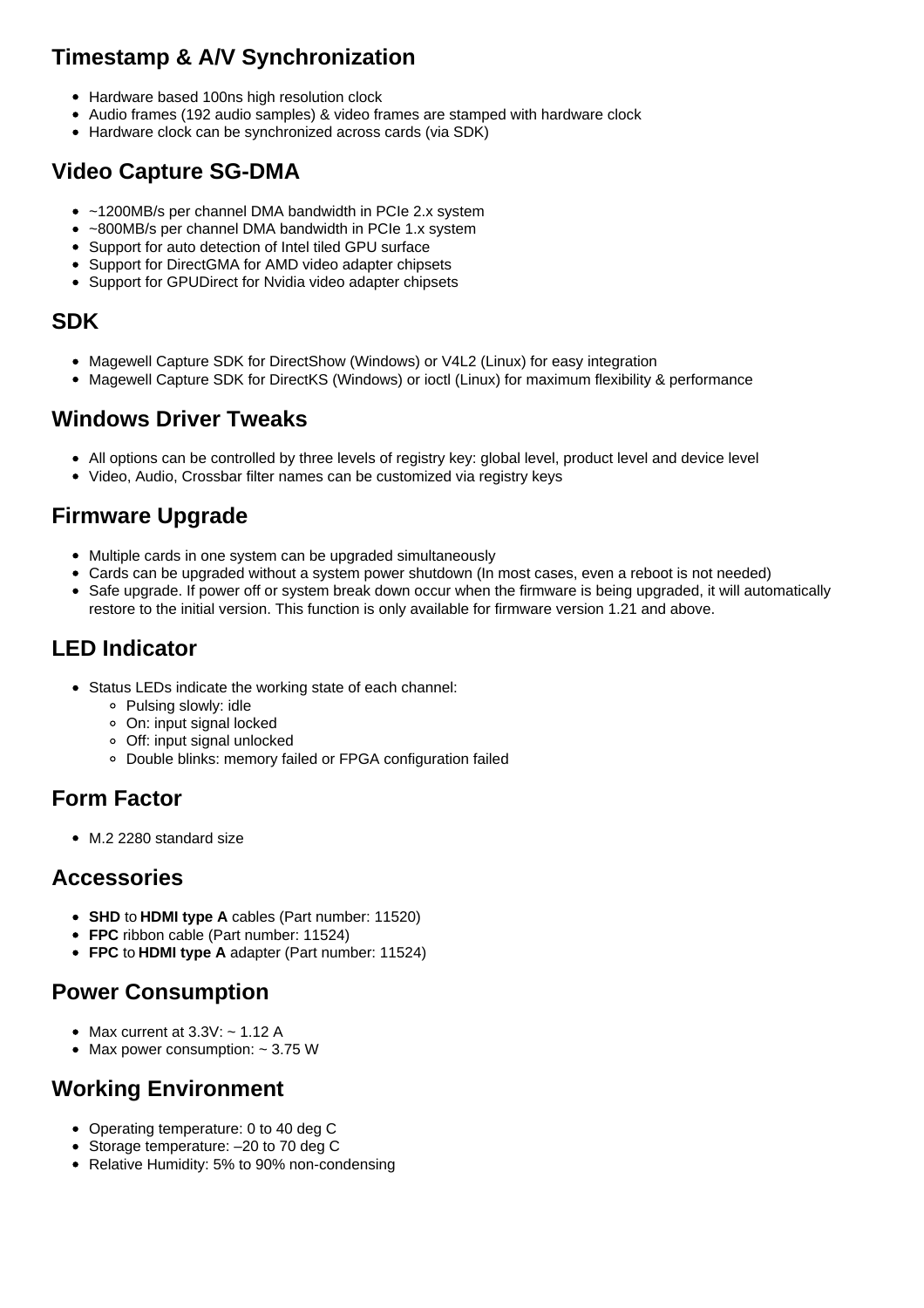## Timestamp & A/V Synchronization

- Hardware based 100ns high resolution clock
- Audio frames (192 audio samples) & video frames are stamped with hardware clock
- Hardware clock can be synchronized across cards (via SDK)

## Video Capture SG-DMA

- ~1200MB/s per channel DMA bandwidth in PCIe 2.x system
- ~800MB/s per channel DMA bandwidth in PCIe 1.x system
- Support for auto detection of Intel tiled GPU surface
- Support for DirectGMA for AMD video adapter chipsets
- Support for GPUDirect for Nvidia video adapter chipsets

## SDK

- Magewell Capture SDK for DirectShow (Windows) or V4L2 (Linux) for easy integration
- Magewell Capture SDK for DirectKS (Windows) or ioctl (Linux) for maximum flexibility & performance

## Windows Driver Tweaks

- All options can be controlled by three levels of registry key: global level, product level and device level
- Video, Audio, Crossbar filter names can be customized via registry keys

## Firmware Upgrade

- Multiple cards in one system can be upgraded simultaneously
- Cards can be upgraded without a system power shutdown (In most cases, even a reboot is not needed)
- Safe upgrade. If power off or system break down occur when the firmware is being upgraded, it will automatically restore to the initial version. This function is only available for firmware version 1.21 and above.

## LED Indicator

- Status LEDs indicate the working state of each channel:
  - Pulsing slowly: idle
  - On: input signal locked
  - Off: input signal unlocked
  - Double blinks: memory failed or FPGA configuration failed

## Form Factor

- M.2 2280 standard size

## Accessories

- **SHD** to **HDMI type A** cables (Part number: 11520)
- **FPC** ribbon cable (Part number: 11524)
- **FPC** to **HDMI type A** adapter (Part number: 11524)

## Power Consumption

- Max current at 3.3V: ~ 1.12 A
- Max power consumption: ~ 3.75 W

## Working Environment

- Operating temperature: 0 to 40 deg C
- Storage temperature: –20 to 70 deg C
- Relative Humidity: 5% to 90% non-condensing